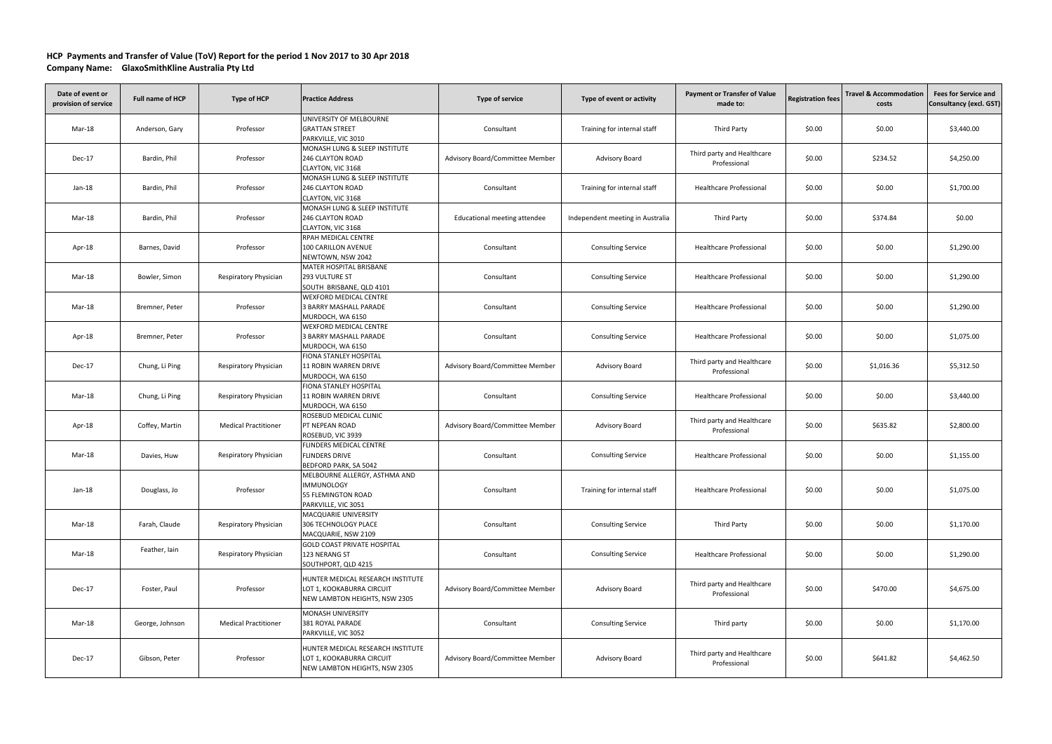**HCP Payments and Transfer of Value (ToV) Report for the period 1 Nov 2017 to 30 Apr 2018**

**Company Name: GlaxoSmithKline Australia Pty Ltd**

| Date of event or provision of service | Full name of HCP | Type of HCP | Practice Address | Type of service | Type of event or activity | Payment or Transfer of Value made to: | Registration fees | Travel & Accommodation costs | Fees for Service and Consultancy (excl. GST) |
|---|---|---|---|---|---|---|---|---|---|
| Mar-18 | Anderson, Gary | Professor | UNIVERSITY OF MELBOURNE GRATTAN STREET PARKVILLE, VIC 3010 | Consultant | Training for internal staff | Third Party | $0.00 | $0.00 | $3,440.00 |
| Dec-17 | Bardin, Phil | Professor | MONASH LUNG & SLEEP INSTITUTE 246 CLAYTON ROAD CLAYTON, VIC 3168 | Advisory Board/Committee Member | Advisory Board | Third party and Healthcare Professional | $0.00 | $234.52 | $4,250.00 |
| Jan-18 | Bardin, Phil | Professor | MONASH LUNG & SLEEP INSTITUTE 246 CLAYTON ROAD CLAYTON, VIC 3168 | Consultant | Training for internal staff | Healthcare Professional | $0.00 | $0.00 | $1,700.00 |
| Mar-18 | Bardin, Phil | Professor | MONASH LUNG & SLEEP INSTITUTE 246 CLAYTON ROAD CLAYTON, VIC 3168 | Educational meeting attendee | Independent meeting in Australia | Third Party | $0.00 | $374.84 | $0.00 |
| Apr-18 | Barnes, David | Professor | RPAH MEDICAL CENTRE 100 CARILLON AVENUE NEWTOWN, NSW 2042 | Consultant | Consulting Service | Healthcare Professional | $0.00 | $0.00 | $1,290.00 |
| Mar-18 | Bowler, Simon | Respiratory Physician | MATER HOSPITAL BRISBANE 293 VULTURE ST SOUTH BRISBANE, QLD 4101 | Consultant | Consulting Service | Healthcare Professional | $0.00 | $0.00 | $1,290.00 |
| Mar-18 | Bremner, Peter | Professor | WEXFORD MEDICAL CENTRE 3 BARRY MASHALL PARADE MURDOCH, WA 6150 | Consultant | Consulting Service | Healthcare Professional | $0.00 | $0.00 | $1,290.00 |
| Apr-18 | Bremner, Peter | Professor | WEXFORD MEDICAL CENTRE 3 BARRY MASHALL PARADE MURDOCH, WA 6150 | Consultant | Consulting Service | Healthcare Professional | $0.00 | $0.00 | $1,075.00 |
| Dec-17 | Chung, Li Ping | Respiratory Physician | FIONA STANLEY HOSPITAL 11 ROBIN WARREN DRIVE MURDOCH, WA 6150 | Advisory Board/Committee Member | Advisory Board | Third party and Healthcare Professional | $0.00 | $1,016.36 | $5,312.50 |
| Mar-18 | Chung, Li Ping | Respiratory Physician | FIONA STANLEY HOSPITAL 11 ROBIN WARREN DRIVE MURDOCH, WA 6150 | Consultant | Consulting Service | Healthcare Professional | $0.00 | $0.00 | $3,440.00 |
| Apr-18 | Coffey, Martin | Medical Practitioner | ROSEBUD MEDICAL CLINIC PT NEPEAN ROAD ROSEBUD, VIC 3939 | Advisory Board/Committee Member | Advisory Board | Third party and Healthcare Professional | $0.00 | $635.82 | $2,800.00 |
| Mar-18 | Davies, Huw | Respiratory Physician | FLINDERS MEDICAL CENTRE FLINDERS DRIVE BEDFORD PARK, SA 5042 | Consultant | Consulting Service | Healthcare Professional | $0.00 | $0.00 | $1,155.00 |
| Jan-18 | Douglass, Jo | Professor | MELBOURNE ALLERGY, ASTHMA AND IMMUNOLOGY 55 FLEMINGTON ROAD PARKVILLE, VIC 3051 | Consultant | Training for internal staff | Healthcare Professional | $0.00 | $0.00 | $1,075.00 |
| Mar-18 | Farah, Claude | Respiratory Physician | MACQUARIE UNIVERSITY 306 TECHNOLOGY PLACE MACQUARIE, NSW 2109 | Consultant | Consulting Service | Third Party | $0.00 | $0.00 | $1,170.00 |
| Mar-18 | Feather, Iain | Respiratory Physician | GOLD COAST PRIVATE HOSPITAL 123 NERANG ST SOUTHPORT, QLD 4215 | Consultant | Consulting Service | Healthcare Professional | $0.00 | $0.00 | $1,290.00 |
| Dec-17 | Foster, Paul | Professor | HUNTER MEDICAL RESEARCH INSTITUTE LOT 1, KOOKABURRA CIRCUIT NEW LAMBTON HEIGHTS, NSW 2305 | Advisory Board/Committee Member | Advisory Board | Third party and Healthcare Professional | $0.00 | $470.00 | $4,675.00 |
| Mar-18 | George, Johnson | Medical Practitioner | MONASH UNIVERSITY 381 ROYAL PARADE PARKVILLE, VIC 3052 | Consultant | Consulting Service | Third party | $0.00 | $0.00 | $1,170.00 |
| Dec-17 | Gibson, Peter | Professor | HUNTER MEDICAL RESEARCH INSTITUTE LOT 1, KOOKABURRA CIRCUIT NEW LAMBTON HEIGHTS, NSW 2305 | Advisory Board/Committee Member | Advisory Board | Third party and Healthcare Professional | $0.00 | $641.82 | $4,462.50 |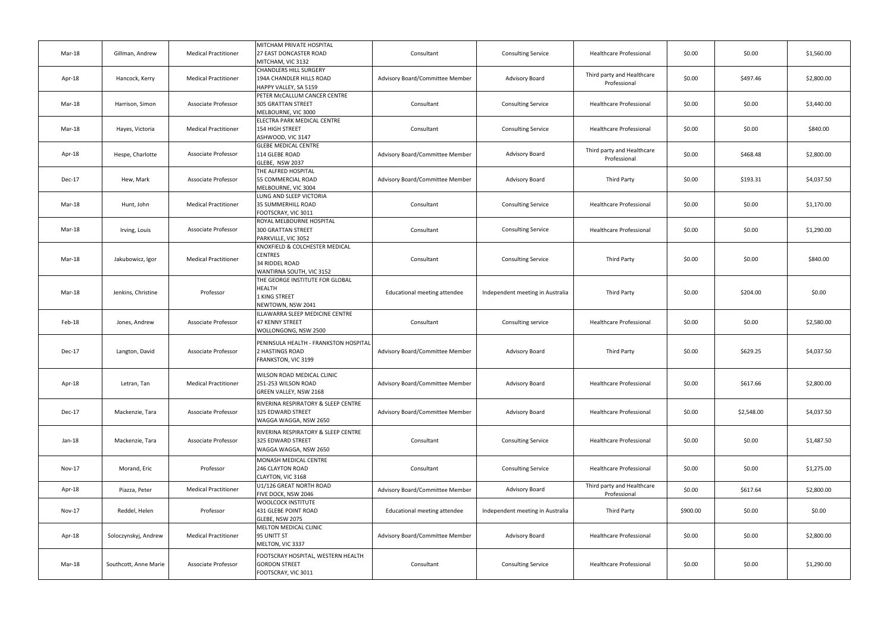| Mar-18 | Gillman, Andrew | Medical Practitioner | MITCHAM PRIVATE HOSPITAL<br>27 EAST DONCASTER ROAD<br>MITCHAM, VIC 3132 | Consultant | Consulting Service | Healthcare Professional | $0.00 | $0.00 | $1,560.00 |
|---|---|---|---|---|---|---|---|---|---|
| Apr-18 | Hancock, Kerry | Medical Practitioner | CHANDLERS HILL SURGERY<br>194A CHANDLER HILLS ROAD<br>HAPPY VALLEY, SA 5159 | Advisory Board/Committee Member | Advisory Board | Third party and Healthcare Professional | $0.00 | $497.46 | $2,800.00 |
| Mar-18 | Harrison, Simon | Associate Professor | PETER McCALLUM CANCER CENTRE<br>305 GRATTAN STREET<br>MELBOURNE, VIC 3000 | Consultant | Consulting Service | Healthcare Professional | $0.00 | $0.00 | $3,440.00 |
| Mar-18 | Hayes, Victoria | Medical Practitioner | ELECTRA PARK MEDICAL CENTRE<br>154 HIGH STREET<br>ASHWOOD, VIC 3147 | Consultant | Consulting Service | Healthcare Professional | $0.00 | $0.00 | $840.00 |
| Apr-18 | Hespe, Charlotte | Associate Professor | GLEBE MEDICAL CENTRE<br>114 GLEBE ROAD<br>GLEBE, NSW 2037 | Advisory Board/Committee Member | Advisory Board | Third party and Healthcare Professional | $0.00 | $468.48 | $2,800.00 |
| Dec-17 | Hew, Mark | Associate Professor | THE ALFRED HOSPITAL<br>55 COMMERCIAL ROAD<br>MELBOURNE, VIC 3004 | Advisory Board/Committee Member | Advisory Board | Third Party | $0.00 | $193.31 | $4,037.50 |
| Mar-18 | Hunt, John | Medical Practitioner | LUNG AND SLEEP VICTORIA<br>35 SUMMERHILL ROAD<br>FOOTSCRAY, VIC 3011 | Consultant | Consulting Service | Healthcare Professional | $0.00 | $0.00 | $1,170.00 |
| Mar-18 | Irving, Louis | Associate Professor | ROYAL MELBOURNE HOSPITAL<br>300 GRATTAN STREET<br>PARKVILLE, VIC 3052 | Consultant | Consulting Service | Healthcare Professional | $0.00 | $0.00 | $1,290.00 |
| Mar-18 | Jakubowicz, Igor | Medical Practitioner | KNOXFIELD & COLCHESTER MEDICAL CENTRES<br>34 RIDDEL ROAD<br>WANTIRNA SOUTH, VIC 3152 | Consultant | Consulting Service | Third Party | $0.00 | $0.00 | $840.00 |
| Mar-18 | Jenkins, Christine | Professor | THE GEORGE INSTITUTE FOR GLOBAL HEALTH<br>1 KING STREET<br>NEWTOWN, NSW 2041 | Educational meeting attendee | Independent meeting in Australia | Third Party | $0.00 | $204.00 | $0.00 |
| Feb-18 | Jones, Andrew | Associate Professor | ILLAWARRA SLEEP MEDICINE CENTRE<br>47 KENNY STREET<br>WOLLONGONG, NSW 2500 | Consultant | Consulting service | Healthcare Professional | $0.00 | $0.00 | $2,580.00 |
| Dec-17 | Langton, David | Associate Professor | PENINSULA HEALTH - FRANKSTON HOSPITAL<br>2 HASTINGS ROAD<br>FRANKSTON, VIC 3199 | Advisory Board/Committee Member | Advisory Board | Third Party | $0.00 | $629.25 | $4,037.50 |
| Apr-18 | Letran, Tan | Medical Practitioner | WILSON ROAD MEDICAL CLINIC<br>251-253 WILSON ROAD<br>GREEN VALLEY, NSW 2168 | Advisory Board/Committee Member | Advisory Board | Healthcare Professional | $0.00 | $617.66 | $2,800.00 |
| Dec-17 | Mackenzie, Tara | Associate Professor | RIVERINA RESPIRATORY & SLEEP CENTRE<br>325 EDWARD STREET<br>WAGGA WAGGA, NSW 2650 | Advisory Board/Committee Member | Advisory Board | Healthcare Professional | $0.00 | $2,548.00 | $4,037.50 |
| Jan-18 | Mackenzie, Tara | Associate Professor | RIVERINA RESPIRATORY & SLEEP CENTRE<br>325 EDWARD STREET<br>WAGGA WAGGA, NSW 2650 | Consultant | Consulting Service | Healthcare Professional | $0.00 | $0.00 | $1,487.50 |
| Nov-17 | Morand, Eric | Professor | MONASH MEDICAL CENTRE<br>246 CLAYTON ROAD<br>CLAYTON, VIC 3168 | Consultant | Consulting Service | Healthcare Professional | $0.00 | $0.00 | $1,275.00 |
| Apr-18 | Piazza, Peter | Medical Practitioner | U1/126 GREAT NORTH ROAD<br>FIVE DOCK, NSW 2046 | Advisory Board/Committee Member | Advisory Board | Third party and Healthcare Professional | $0.00 | $617.64 | $2,800.00 |
| Nov-17 | Reddel, Helen | Professor | WOOLCOCK INSTITUTE<br>431 GLEBE POINT ROAD<br>GLEBE, NSW 2075 | Educational meeting attendee | Independent meeting in Australia | Third Party | $900.00 | $0.00 | $0.00 |
| Apr-18 | Soloczynskyj, Andrew | Medical Practitioner | MELTON MEDICAL CLINIC<br>95 UNITT ST<br>MELTON, VIC 3337 | Advisory Board/Committee Member | Advisory Board | Healthcare Professional | $0.00 | $0.00 | $2,800.00 |
| Mar-18 | Southcott, Anne Marie | Associate Professor | FOOTSCRAY HOSPITAL, WESTERN HEALTH<br>GORDON STREET<br>FOOTSCRAY, VIC 3011 | Consultant | Consulting Service | Healthcare Professional | $0.00 | $0.00 | $1,290.00 |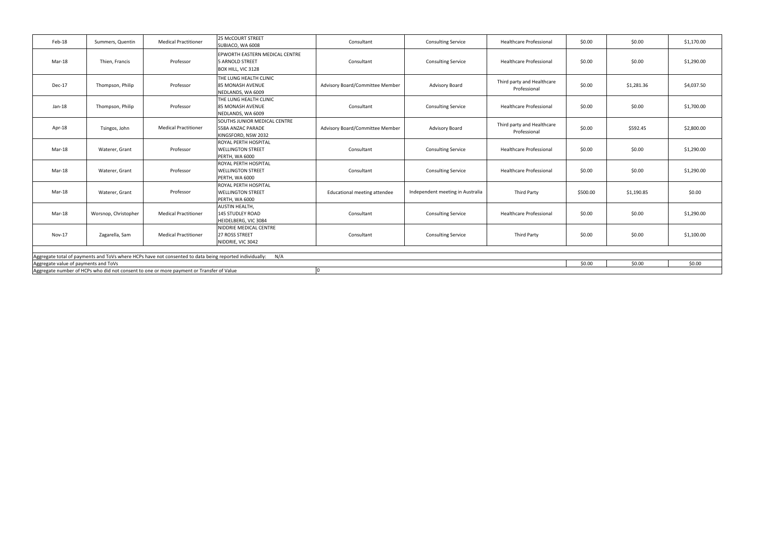| | | | | | | | | | |
|---|---|---|---|---|---|---|---|---|---|
| Feb-18 | Summers, Quentin | Medical Practitioner | 25 McCOURT STREET SUBIACO, WA 6008 | Consultant | Consulting Service | Healthcare Professional | $0.00 | $0.00 | $1,170.00 |
| Mar-18 | Thien, Francis | Professor | EPWORTH EASTERN MEDICAL CENTRE 5 ARNOLD STREET BOX HILL, VIC 3128 | Consultant | Consulting Service | Healthcare Professional | $0.00 | $0.00 | $1,290.00 |
| Dec-17 | Thompson, Philip | Professor | THE LUNG HEALTH CLINIC 85 MONASH AVENUE NEDLANDS, WA 6009 | Advisory Board/Committee Member | Advisory Board | Third party and Healthcare Professional | $0.00 | $1,281.36 | $4,037.50 |
| Jan-18 | Thompson, Philip | Professor | THE LUNG HEALTH CLINIC 85 MONASH AVENUE NEDLANDS, WA 6009 | Consultant | Consulting Service | Healthcare Professional | $0.00 | $0.00 | $1,700.00 |
| Apr-18 | Tsingos, John | Medical Practitioner | SOUTHS JUNIOR MEDICAL CENTRE 558A ANZAC PARADE KINGSFORD, NSW 2032 | Advisory Board/Committee Member | Advisory Board | Third party and Healthcare Professional | $0.00 | $592.45 | $2,800.00 |
| Mar-18 | Waterer, Grant | Professor | ROYAL PERTH HOSPITAL WELLINGTON STREET PERTH, WA 6000 | Consultant | Consulting Service | Healthcare Professional | $0.00 | $0.00 | $1,290.00 |
| Mar-18 | Waterer, Grant | Professor | ROYAL PERTH HOSPITAL WELLINGTON STREET PERTH, WA 6000 | Consultant | Consulting Service | Healthcare Professional | $0.00 | $0.00 | $1,290.00 |
| Mar-18 | Waterer, Grant | Professor | ROYAL PERTH HOSPITAL WELLINGTON STREET PERTH, WA 6000 | Educational meeting attendee | Independent meeting in Australia | Third Party | $500.00 | $1,190.85 | $0.00 |
| Mar-18 | Worsnop, Christopher | Medical Practitioner | AUSTIN HEALTH, 145 STUDLEY ROAD HEIDELBERG, VIC 3084 | Consultant | Consulting Service | Healthcare Professional | $0.00 | $0.00 | $1,290.00 |
| Nov-17 | Zagarella, Sam | Medical Practitioner | NIDDRIE MEDICAL CENTRE 27 ROSS STREET NIDDRIE, VIC 3042 | Consultant | Consulting Service | Third Party | $0.00 | $0.00 | $1,100.00 |
| Aggregate total of payments and ToVs where HCPs have not consented to data being reported individually: N/A | | | | | | | | | |
| Aggregate value of payments and ToVs | | | | | | | $0.00 | $0.00 | $0.00 |
| Aggregate number of HCPs who did not consent to one or more payment or Transfer of Value | | | | 0 | | | | | |